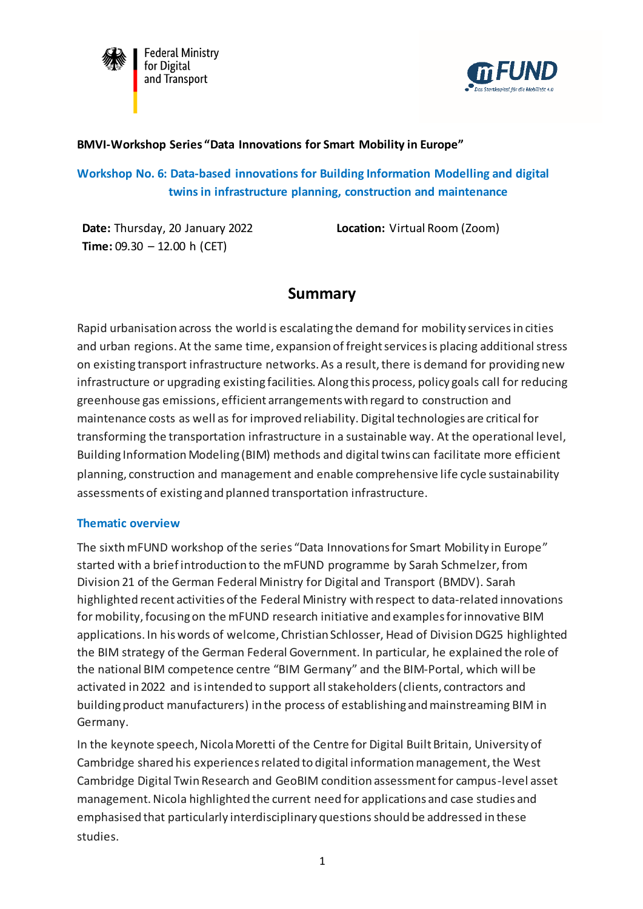**BMVI-Workshop Series "Data Innovations for Smart Mobility in Europe"**

## Workshop No. 6: Data-based innovations for Building Information Modelling and digital twins in infrastructure planning, construction and maintenance

**Date:** Thursday, 20 January 2022
**Time:** 09.30 – 12.00 h (CET)

**Location:** Virtual Room (Zoom)

# Summary

Rapid urbanisation across the world is escalating the demand for mobility services in cities and urban regions. At the same time, expansion of freight services is placing additional stress on existing transport infrastructure networks. As a result, there is demand for providing new infrastructure or upgrading existing facilities. Along this process, policy goals call for reducing greenhouse gas emissions, efficient arrangements with regard to construction and maintenance costs as well as for improved reliability. Digital technologies are critical for transforming the transportation infrastructure in a sustainable way. At the operational level, Building Information Modeling (BIM) methods and digital twins can facilitate more efficient planning, construction and management and enable comprehensive life cycle sustainability assessments of existing and planned transportation infrastructure.

### Thematic overview

The sixth mFUND workshop of the series "Data Innovations for Smart Mobility in Europe" started with a brief introduction to the mFUND programme by Sarah Schmelzer, from Division 21 of the German Federal Ministry for Digital and Transport (BMDV). Sarah highlighted recent activities of the Federal Ministry with respect to data-related innovations for mobility, focusing on the mFUND research initiative and examples for innovative BIM applications. In his words of welcome, Christian Schlosser, Head of Division DG25 highlighted the BIM strategy of the German Federal Government. In particular, he explained the role of the national BIM competence centre "BIM Germany" and the BIM-Portal, which will be activated in 2022 and is intended to support all stakeholders (clients, contractors and building product manufacturers) in the process of establishing and mainstreaming BIM in Germany.

In the keynote speech, Nicola Moretti of the Centre for Digital Built Britain, University of Cambridge shared his experiences related to digital information management, the West Cambridge Digital Twin Research and GeoBIM condition assessment for campus-level asset management. Nicola highlighted the current need for applications and case studies and emphasised that particularly interdisciplinary questions should be addressed in these studies.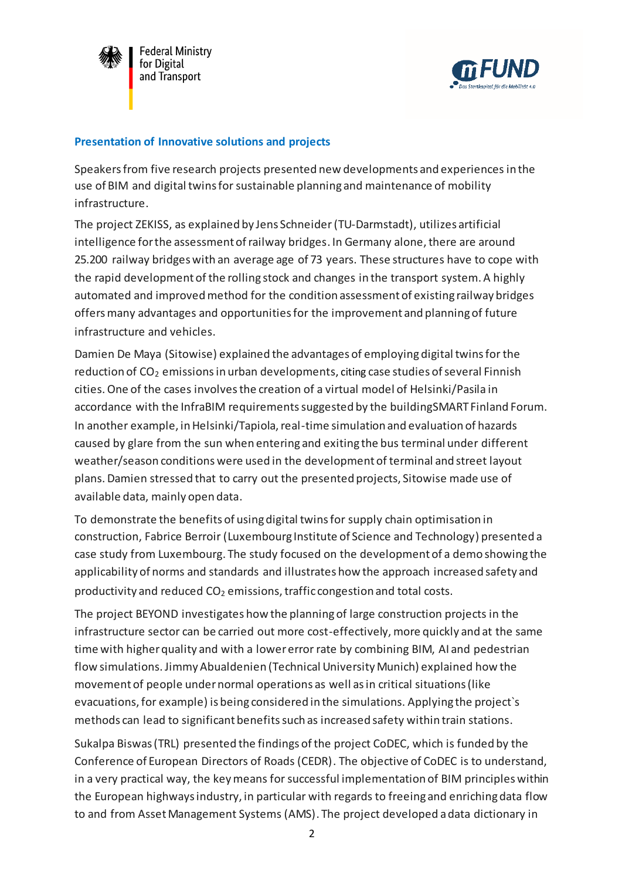## Presentation of Innovative solutions and projects

Speakers from five research projects presented new developments and experiences in the use of BIM and digital twins for sustainable planning and maintenance of mobility infrastructure.

The project ZEKISS, as explained by Jens Schneider (TU-Darmstadt), utilizes artificial intelligence for the assessment of railway bridges. In Germany alone, there are around 25.200 railway bridges with an average age of 73 years. These structures have to cope with the rapid development of the rolling stock and changes in the transport system. A highly automated and improved method for the condition assessment of existing railway bridges offers many advantages and opportunities for the improvement and planning of future infrastructure and vehicles.

Damien De Maya (Sitowise) explained the advantages of employing digital twins for the reduction of $CO_2$ emissions in urban developments, citing case studies of several Finnish cities. One of the cases involves the creation of a virtual model of Helsinki/Pasila in accordance with the InfraBIM requirements suggested by the buildingSMART Finland Forum. In another example, in Helsinki/Tapiola, real-time simulation and evaluation of hazards caused by glare from the sun when entering and exiting the bus terminal under different weather/season conditions were used in the development of terminal and street layout plans. Damien stressed that to carry out the presented projects, Sitowise made use of available data, mainly open data.

To demonstrate the benefits of using digital twins for supply chain optimisation in construction, Fabrice Berroir (Luxembourg Institute of Science and Technology) presented a case study from Luxembourg. The study focused on the development of a demo showing the applicability of norms and standards and illustrates how the approach increased safety and productivity and reduced $CO_2$ emissions, traffic congestion and total costs.

The project BEYOND investigates how the planning of large construction projects in the infrastructure sector can be carried out more cost-effectively, more quickly and at the same time with higher quality and with a lower error rate by combining BIM, AI and pedestrian flow simulations. Jimmy Abualdenien (Technical University Munich) explained how the movement of people under normal operations as well as in critical situations (like evacuations, for example) is being considered in the simulations. Applying the project`s methods can lead to significant benefits such as increased safety within train stations.

Sukalpa Biswas (TRL) presented the findings of the project CoDEC, which is funded by the Conference of European Directors of Roads (CEDR). The objective of CoDEC is to understand, in a very practical way, the key means for successful implementation of BIM principles within the European highways industry, in particular with regards to freeing and enriching data flow to and from Asset Management Systems (AMS). The project developed a data dictionary in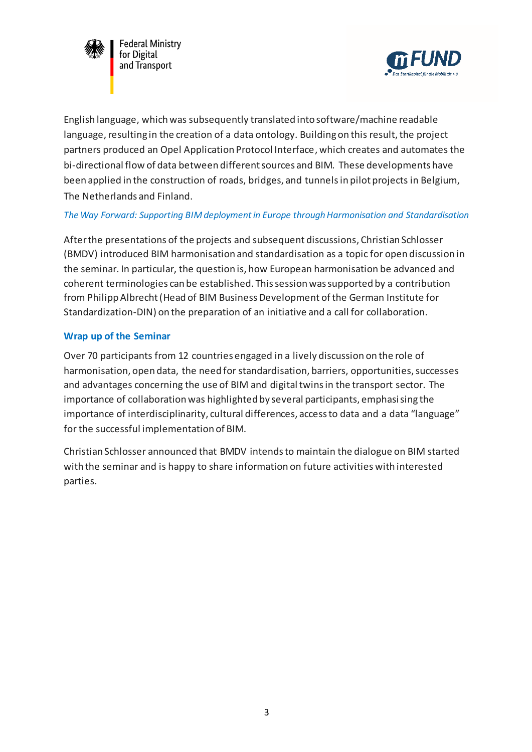English language, which was subsequently translated into software/machine readable language, resulting in the creation of a data ontology. Building on this result, the project partners produced an Opel Application Protocol Interface, which creates and automates the bi-directional flow of data between different sources and BIM. These developments have been applied in the construction of roads, bridges, and tunnels in pilot projects in Belgium, The Netherlands and Finland.

*The Way Forward: Supporting BIM deployment in Europe through Harmonisation and Standardisation*

After the presentations of the projects and subsequent discussions, Christian Schlosser (BMDV) introduced BIM harmonisation and standardisation as a topic for open discussion in the seminar. In particular, the question is, how European harmonisation be advanced and coherent terminologies can be established. This session was supported by a contribution from Philipp Albrecht (Head of BIM Business Development of the German Institute for Standardization-DIN) on the preparation of an initiative and a call for collaboration.

### Wrap up of the Seminar

Over 70 participants from 12 countries engaged in a lively discussion on the role of harmonisation, open data, the need for standardisation, barriers, opportunities, successes and advantages concerning the use of BIM and digital twins in the transport sector. The importance of collaboration was highlighted by several participants, emphasising the importance of interdisciplinarity, cultural differences, access to data and a data "language" for the successful implementation of BIM.

Christian Schlosser announced that BMDV intends to maintain the dialogue on BIM started with the seminar and is happy to share information on future activities with interested parties.